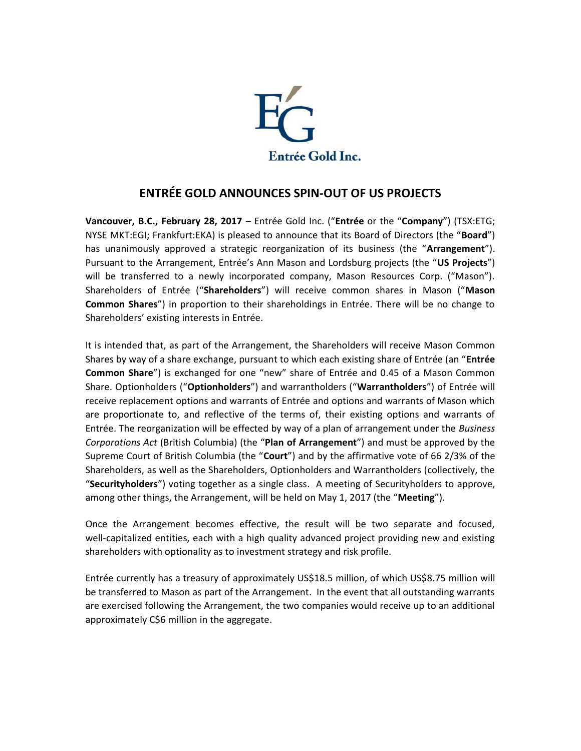Entrée Gold Inc.

# ENTRÉE GOLD ANNOUNCES SPIN-OUT OF US PROJECTS

**Vancouver, B.C., February 28, 2017** – Entrée Gold Inc. ("**Entrée** or the "**Company**") (TSX:ETG; NYSE MKT:EGI; Frankfurt:EKA) is pleased to announce that its Board of Directors (the "**Board**") has unanimously approved a strategic reorganization of its business (the "**Arrangement**"). Pursuant to the Arrangement, Entrée's Ann Mason and Lordsburg projects (the "**US Projects**") will be transferred to a newly incorporated company, Mason Resources Corp. ("Mason"). Shareholders of Entrée ("**Shareholders**") will receive common shares in Mason ("**Mason Common Shares**") in proportion to their shareholdings in Entrée. There will be no change to Shareholders' existing interests in Entrée.

It is intended that, as part of the Arrangement, the Shareholders will receive Mason Common Shares by way of a share exchange, pursuant to which each existing share of Entrée (an "**Entrée Common Share**") is exchanged for one "new" share of Entrée and 0.45 of a Mason Common Share. Optionholders ("**Optionholders**") and warrantholders ("**Warrantholders**") of Entrée will receive replacement options and warrants of Entrée and options and warrants of Mason which are proportionate to, and reflective of the terms of, their existing options and warrants of Entrée. The reorganization will be effected by way of a plan of arrangement under the *Business Corporations Act* (British Columbia) (the "**Plan of Arrangement**") and must be approved by the Supreme Court of British Columbia (the "**Court**") and by the affirmative vote of 66 2/3% of the Shareholders, as well as the Shareholders, Optionholders and Warrantholders (collectively, the "**Securityholders**") voting together as a single class. A meeting of Securityholders to approve, among other things, the Arrangement, will be held on May 1, 2017 (the "**Meeting**").

Once the Arrangement becomes effective, the result will be two separate and focused, well-capitalized entities, each with a high quality advanced project providing new and existing shareholders with optionality as to investment strategy and risk profile.

Entrée currently has a treasury of approximately US$18.5 million, of which US$8.75 million will be transferred to Mason as part of the Arrangement. In the event that all outstanding warrants are exercised following the Arrangement, the two companies would receive up to an additional approximately C$6 million in the aggregate.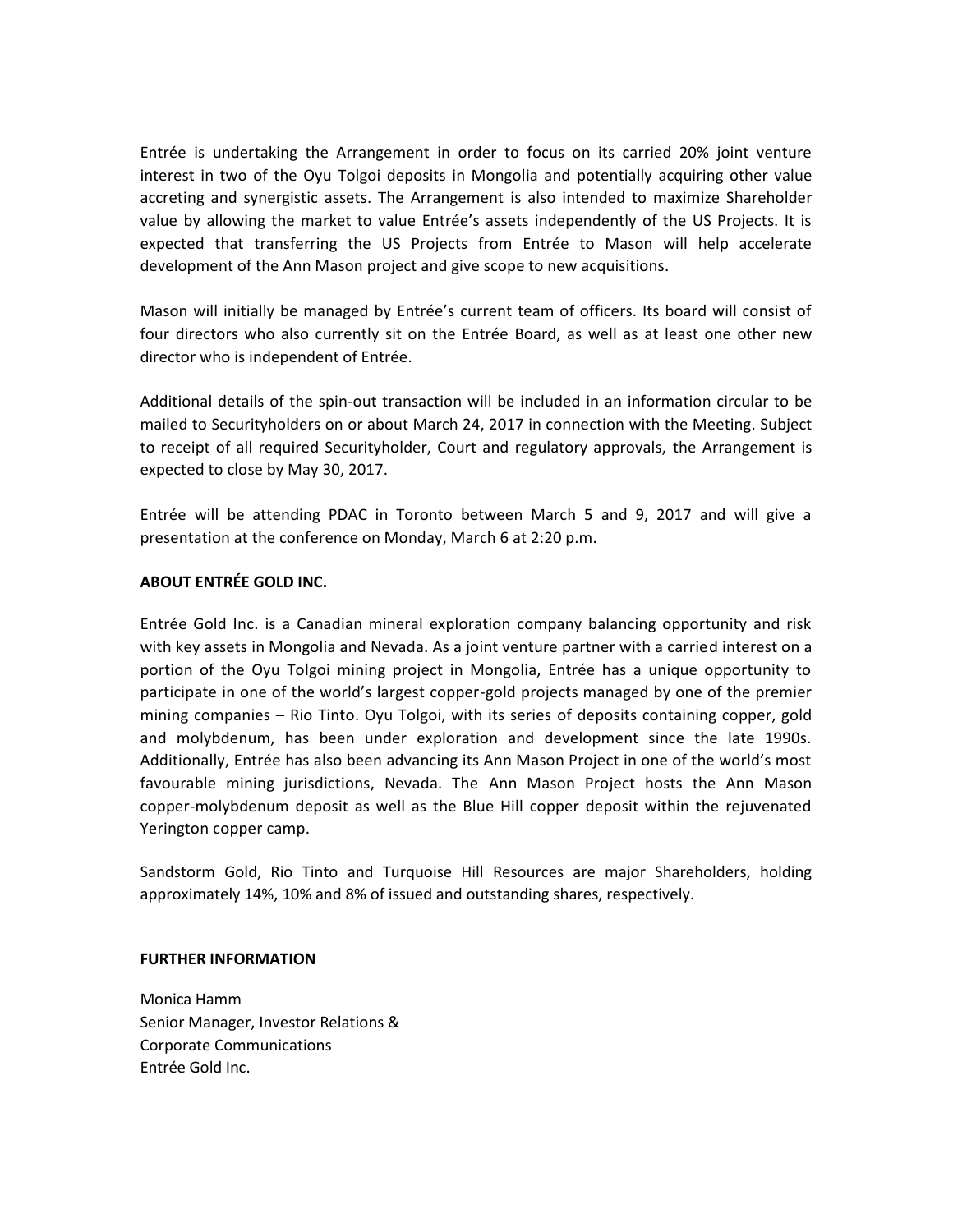Entrée is undertaking the Arrangement in order to focus on its carried 20% joint venture interest in two of the Oyu Tolgoi deposits in Mongolia and potentially acquiring other value accreting and synergistic assets. The Arrangement is also intended to maximize Shareholder value by allowing the market to value Entrée's assets independently of the US Projects. It is expected that transferring the US Projects from Entrée to Mason will help accelerate development of the Ann Mason project and give scope to new acquisitions.

Mason will initially be managed by Entrée's current team of officers. Its board will consist of four directors who also currently sit on the Entrée Board, as well as at least one other new director who is independent of Entrée.

Additional details of the spin-out transaction will be included in an information circular to be mailed to Securityholders on or about March 24, 2017 in connection with the Meeting. Subject to receipt of all required Securityholder, Court and regulatory approvals, the Arrangement is expected to close by May 30, 2017.

Entrée will be attending PDAC in Toronto between March 5 and 9, 2017 and will give a presentation at the conference on Monday, March 6 at 2:20 p.m.

**ABOUT ENTRÉE GOLD INC.**

Entrée Gold Inc. is a Canadian mineral exploration company balancing opportunity and risk with key assets in Mongolia and Nevada. As a joint venture partner with a carried interest on a portion of the Oyu Tolgoi mining project in Mongolia, Entrée has a unique opportunity to participate in one of the world's largest copper-gold projects managed by one of the premier mining companies – Rio Tinto. Oyu Tolgoi, with its series of deposits containing copper, gold and molybdenum, has been under exploration and development since the late 1990s. Additionally, Entrée has also been advancing its Ann Mason Project in one of the world's most favourable mining jurisdictions, Nevada. The Ann Mason Project hosts the Ann Mason copper-molybdenum deposit as well as the Blue Hill copper deposit within the rejuvenated Yerington copper camp.

Sandstorm Gold, Rio Tinto and Turquoise Hill Resources are major Shareholders, holding approximately 14%, 10% and 8% of issued and outstanding shares, respectively.

**FURTHER INFORMATION**

Monica Hamm  
Senior Manager, Investor Relations &  
Corporate Communications  
Entrée Gold Inc.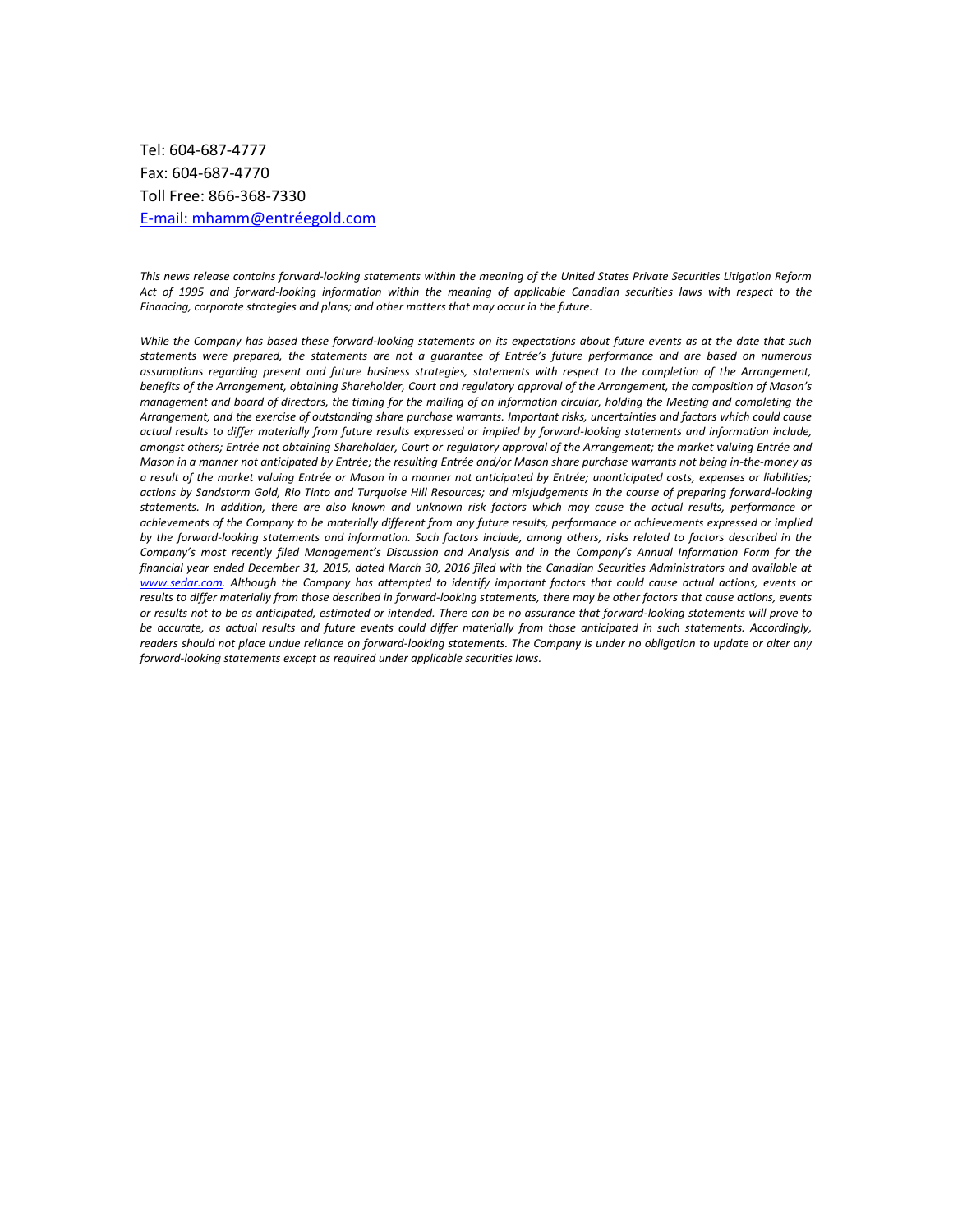Tel: 604-687-4777
Fax: 604-687-4770
Toll Free: 866-368-7330
[E-mail: mhamm@entréegold.com](mailto:mhamm@entréegold.com)

*This news release contains forward-looking statements within the meaning of the United States Private Securities Litigation Reform Act of 1995 and forward-looking information within the meaning of applicable Canadian securities laws with respect to the Financing, corporate strategies and plans; and other matters that may occur in the future.*

*While the Company has based these forward-looking statements on its expectations about future events as at the date that such statements were prepared, the statements are not a guarantee of Entrée's future performance and are based on numerous assumptions regarding present and future business strategies, statements with respect to the completion of the Arrangement, benefits of the Arrangement, obtaining Shareholder, Court and regulatory approval of the Arrangement, the composition of Mason's management and board of directors, the timing for the mailing of an information circular, holding the Meeting and completing the Arrangement, and the exercise of outstanding share purchase warrants. Important risks, uncertainties and factors which could cause actual results to differ materially from future results expressed or implied by forward-looking statements and information include, amongst others; Entrée not obtaining Shareholder, Court or regulatory approval of the Arrangement; the market valuing Entrée and Mason in a manner not anticipated by Entrée; the resulting Entrée and/or Mason share purchase warrants not being in-the-money as a result of the market valuing Entrée or Mason in a manner not anticipated by Entrée; unanticipated costs, expenses or liabilities; actions by Sandstorm Gold, Rio Tinto and Turquoise Hill Resources; and misjudgements in the course of preparing forward-looking statements. In addition, there are also known and unknown risk factors which may cause the actual results, performance or achievements of the Company to be materially different from any future results, performance or achievements expressed or implied by the forward-looking statements and information. Such factors include, among others, risks related to factors described in the Company's most recently filed Management's Discussion and Analysis and in the Company's Annual Information Form for the financial year ended December 31, 2015, dated March 30, 2016 filed with the Canadian Securities Administrators and available at [www.sedar.com](http://www.sedar.com). Although the Company has attempted to identify important factors that could cause actual actions, events or results to differ materially from those described in forward-looking statements, there may be other factors that cause actions, events or results not to be as anticipated, estimated or intended. There can be no assurance that forward-looking statements will prove to be accurate, as actual results and future events could differ materially from those anticipated in such statements. Accordingly, readers should not place undue reliance on forward-looking statements. The Company is under no obligation to update or alter any forward-looking statements except as required under applicable securities laws.*